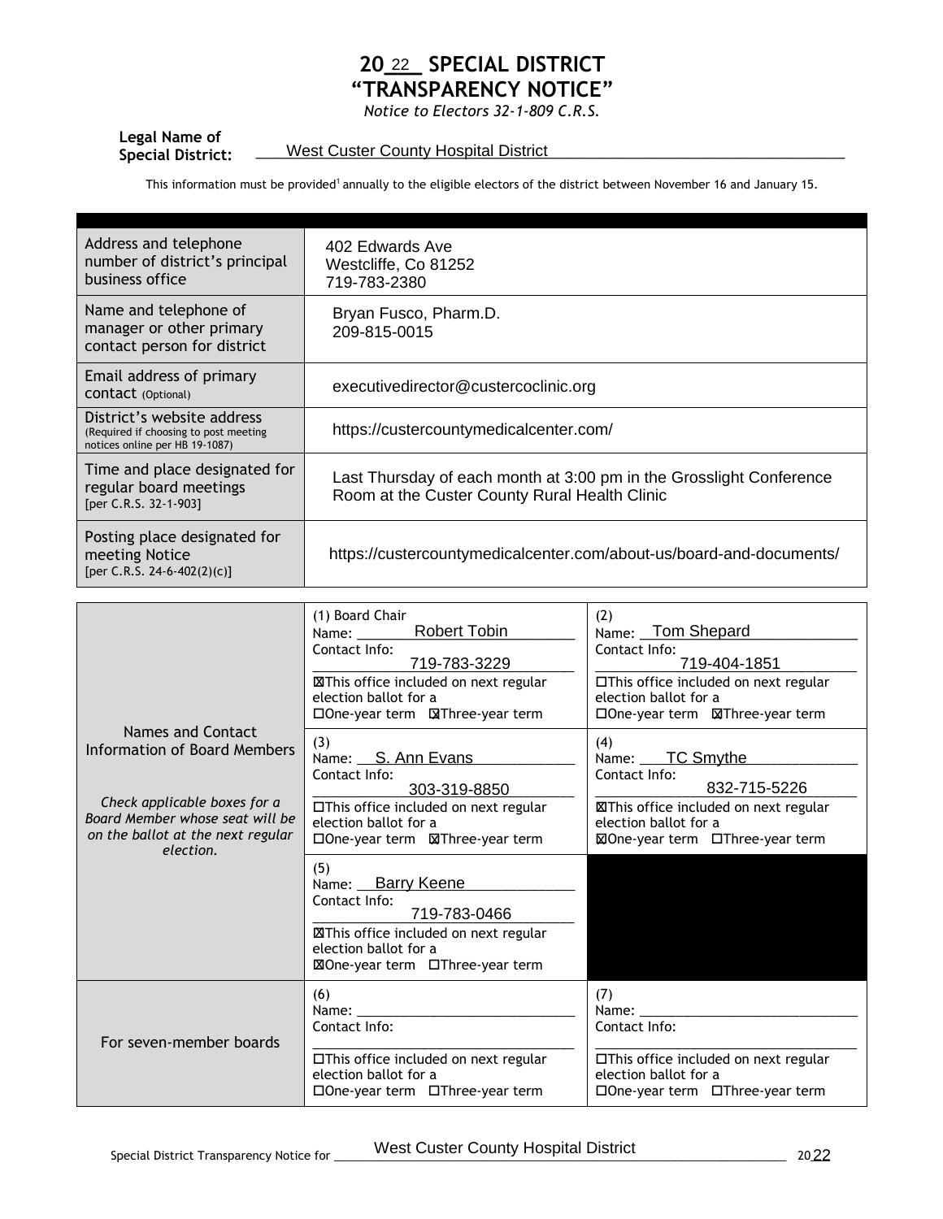# 2022 SPECIAL DISTRICT "TRANSPARENCY NOTICE"

*Notice to Electors 32-1-809 C.R.S.*

**Legal Name of Special District:** West Custer County Hospital District

This information must be provided[1] annually to the eligible electors of the district between November 16 and January 15.

| | |
|---|---|
| Address and telephone number of district's principal business office | 402 Edwards Ave<br>Westcliffe, Co 81252<br>719-783-2380 |
| Name and telephone of manager or other primary contact person for district | Bryan Fusco, Pharm.D.<br>209-815-0015 |
| Email address of primary contact (Optional) | executivedirector@custercoclinic.org |
| District's website address (Required if choosing to post meeting notices online per HB 19-1087) | https://custercountymedicalcenter.com/ |
| Time and place designated for regular board meetings [per C.R.S. 32-1-903] | Last Thursday of each month at 3:00 pm in the Grosslight Conference Room at the Custer County Rural Health Clinic |
| Posting place designated for meeting Notice [per C.R.S. 24-6-402(2)(c)] | https://custercountymedicalcenter.com/about-us/board-and-documents/ |

| | | |
|---|---|---|
| Names and Contact Information of Board Members<br><br>*Check applicable boxes for a Board Member whose seat will be on the ballot at the next regular election.* | (1) Board Chair<br>Name: Robert Tobin<br>Contact Info: 719-783-3229<br>☒This office included on next regular election ballot for a<br>☐One-year term ☒Three-year term | (2)<br>Name: Tom Shepard<br>Contact Info: 719-404-1851<br>☐This office included on next regular election ballot for a<br>☐One-year term ☒Three-year term |
| | (3)<br>Name: S. Ann Evans<br>Contact Info: 303-319-8850<br>☐This office included on next regular election ballot for a<br>☐One-year term ☒Three-year term | (4)<br>Name: TC Smythe<br>Contact Info: 832-715-5226<br>☒This office included on next regular election ballot for a<br>☒One-year term ☐Three-year term |
| | (5)<br>Name: Barry Keene<br>Contact Info: 719-783-0466<br>☒This office included on next regular election ballot for a<br>☒One-year term ☐Three-year term | |
| For seven-member boards | (6)<br>Name:<br>Contact Info:<br>☐This office included on next regular election ballot for a<br>☐One-year term ☐Three-year term | (7)<br>Name:<br>Contact Info:<br>☐This office included on next regular election ballot for a<br>☐One-year term ☐Three-year term |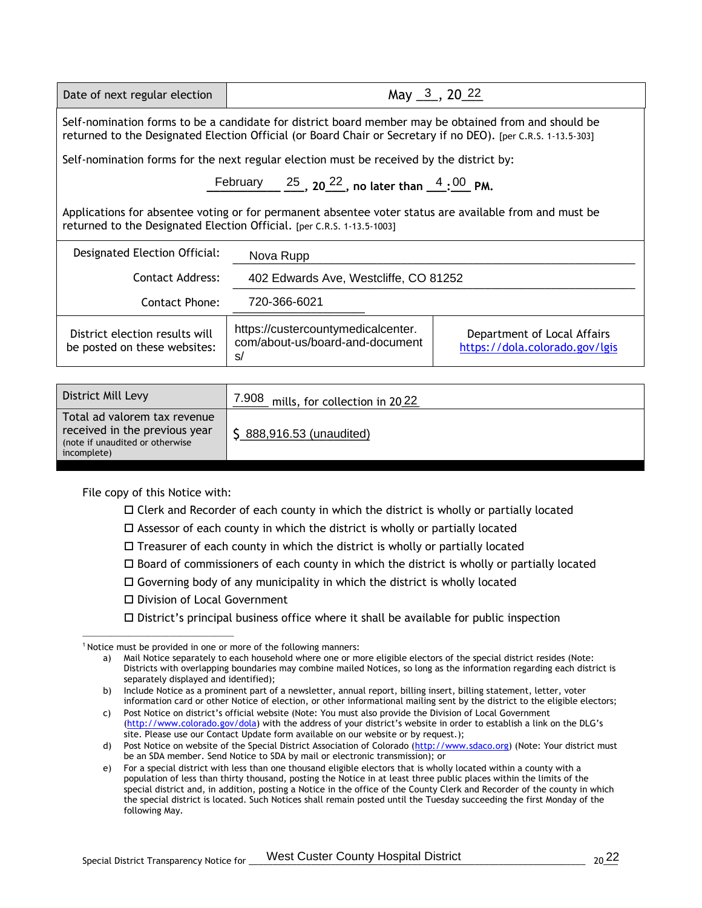| | | |
|---|---|---|
| Date of next regular election | May 3, 2022 | |
| Self-nomination forms to be a candidate for district board member may be obtained from and should be returned to the Designated Election Official (or Board Chair or Secretary if no DEO). [per C.R.S. 1-13.5-303]<br><br>Self-nomination forms for the next regular election must be received by the district by:<br><br>February 25, 2022, **no later than** 4:00 **PM.**<br><br>Applications for absentee voting or for permanent absentee voter status are available from and must be returned to the Designated Election Official. [per C.R.S. 1-13.5-1003] | | |
| Designated Election Official: | Nova Rupp | |
| Contact Address: | 402 Edwards Ave, Westcliffe, CO 81252 | |
| Contact Phone: | 720-366-6021 | |
| District election results will be posted on these websites: | https://custercountymedicalcenter.com/about-us/board-and-documents/ | Department of Local Affairs https://dola.colorado.gov/lgis |

| | |
|---|---|
| District Mill Levy | 7.908 mills, for collection in 2022 |
| Total ad valorem tax revenue received in the previous year (note if unaudited or otherwise incomplete) | $ 888,916.53 (unaudited) |

File copy of this Notice with:

- ☐ Clerk and Recorder of each county in which the district is wholly or partially located
- ☐ Assessor of each county in which the district is wholly or partially located
- ☐ Treasurer of each county in which the district is wholly or partially located
- ☐ Board of commissioners of each county in which the district is wholly or partially located
- ☐ Governing body of any municipality in which the district is wholly located
- ☐ Division of Local Government
- ☐ District's principal business office where it shall be available for public inspection

---

[1] Notice must be provided in one or more of the following manners:

a) Mail Notice separately to each household where one or more eligible electors of the special district resides (Note: Districts with overlapping boundaries may combine mailed Notices, so long as the information regarding each district is separately displayed and identified);

b) Include Notice as a prominent part of a newsletter, annual report, billing insert, billing statement, letter, voter information card or other Notice of election, or other informational mailing sent by the district to the eligible electors;

c) Post Notice on district's official website (Note: You must also provide the Division of Local Government (http://www.colorado.gov/dola) with the address of your district's website in order to establish a link on the DLG's site. Please use our Contact Update form available on our website or by request.);

d) Post Notice on website of the Special District Association of Colorado (http://www.sdaco.org) (Note: Your district must be an SDA member. Send Notice to SDA by mail or electronic transmission); or

e) For a special district with less than one thousand eligible electors that is wholly located within a county with a population of less than thirty thousand, posting the Notice in at least three public places within the limits of the special district and, in addition, posting a Notice in the office of the County Clerk and Recorder of the county in which the special district is located. Such Notices shall remain posted until the Tuesday succeeding the first Monday of the following May.

Special District Transparency Notice for West Custer County Hospital District 2022